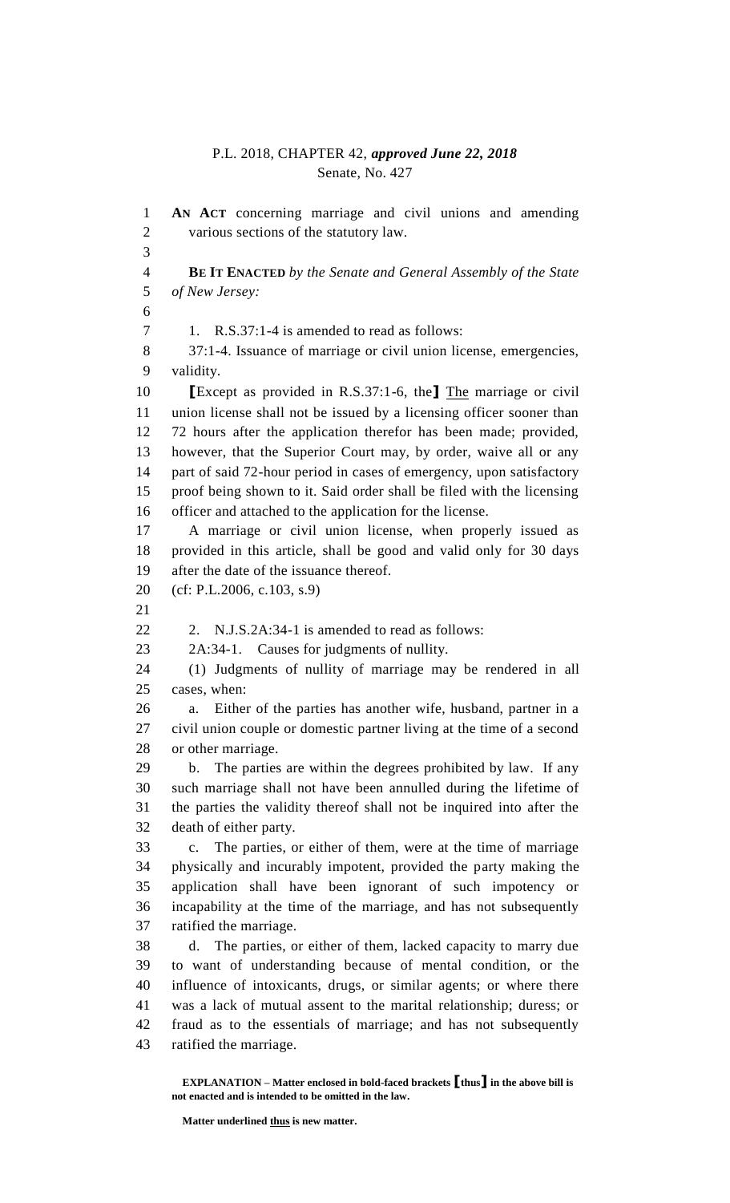P.L. 2018, CHAPTER 42, ***approved June 22, 2018***
Senate, No. 427

**AN ACT** concerning marriage and civil unions and amending various sections of the statutory law.

**BE IT ENACTED** *by the Senate and General Assembly of the State of New Jersey:*

1. R.S.37:1-4 is amended to read as follows:

37:1-4. Issuance of marriage or civil union license, emergencies, validity.

**[**Except as provided in R.S.37:1-6, the**]** <u>The</u> marriage or civil union license shall not be issued by a licensing officer sooner than 72 hours after the application therefor has been made; provided, however, that the Superior Court may, by order, waive all or any part of said 72-hour period in cases of emergency, upon satisfactory proof being shown to it. Said order shall be filed with the licensing officer and attached to the application for the license.

A marriage or civil union license, when properly issued as provided in this article, shall be good and valid only for 30 days after the date of the issuance thereof.

(cf: P.L.2006, c.103, s.9)

2. N.J.S.2A:34-1 is amended to read as follows:

2A:34-1. Causes for judgments of nullity.

(1) Judgments of nullity of marriage may be rendered in all cases, when:

a. Either of the parties has another wife, husband, partner in a civil union couple or domestic partner living at the time of a second or other marriage.

b. The parties are within the degrees prohibited by law. If any such marriage shall not have been annulled during the lifetime of the parties the validity thereof shall not be inquired into after the death of either party.

c. The parties, or either of them, were at the time of marriage physically and incurably impotent, provided the party making the application shall have been ignorant of such impotency or incapability at the time of the marriage, and has not subsequently ratified the marriage.

d. The parties, or either of them, lacked capacity to marry due to want of understanding because of mental condition, or the influence of intoxicants, drugs, or similar agents; or where there was a lack of mutual assent to the marital relationship; duress; or fraud as to the essentials of marriage; and has not subsequently ratified the marriage.

**EXPLANATION – Matter enclosed in bold-faced brackets [thus] in the above bill is not enacted and is intended to be omitted in the law.**

**Matter underlined <u>thus</u> is new matter.**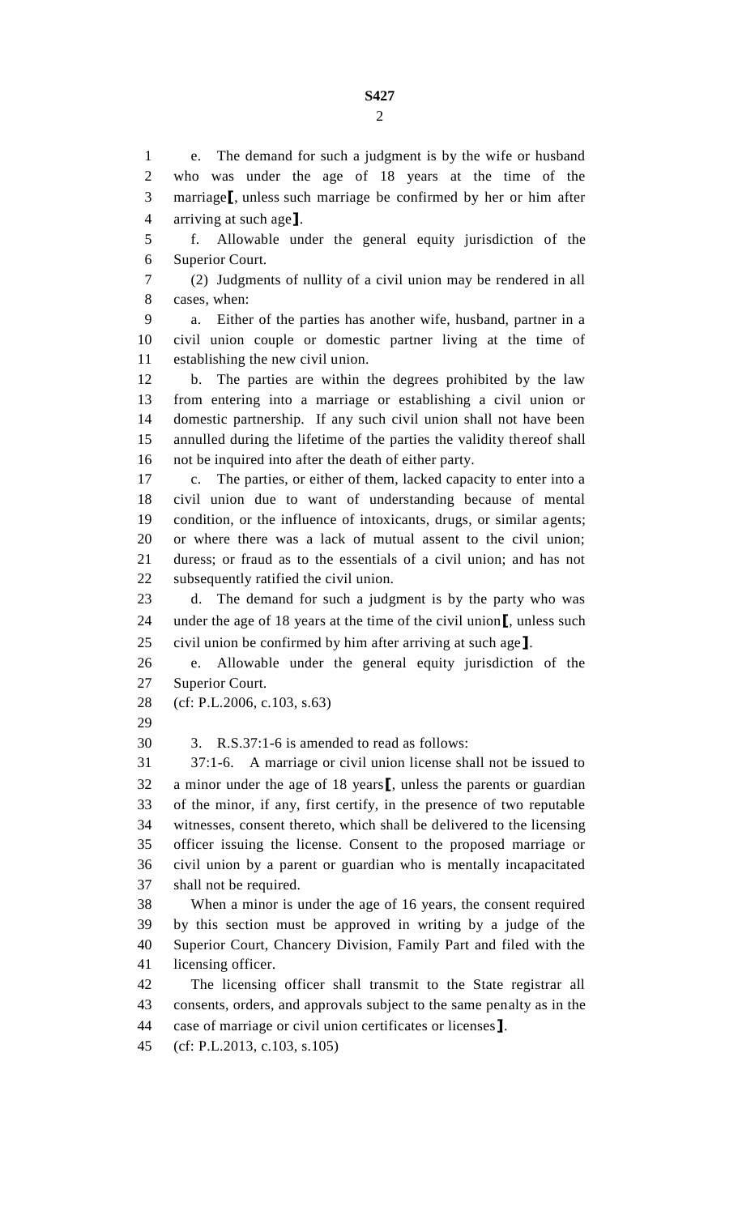e. The demand for such a judgment is by the wife or husband who was under the age of 18 years at the time of the marriage[, unless such marriage be confirmed by her or him after arriving at such age].

f. Allowable under the general equity jurisdiction of the Superior Court.

(2) Judgments of nullity of a civil union may be rendered in all cases, when:

a. Either of the parties has another wife, husband, partner in a civil union couple or domestic partner living at the time of establishing the new civil union.

b. The parties are within the degrees prohibited by the law from entering into a marriage or establishing a civil union or domestic partnership. If any such civil union shall not have been annulled during the lifetime of the parties the validity thereof shall not be inquired into after the death of either party.

c. The parties, or either of them, lacked capacity to enter into a civil union due to want of understanding because of mental condition, or the influence of intoxicants, drugs, or similar agents; or where there was a lack of mutual assent to the civil union; duress; or fraud as to the essentials of a civil union; and has not subsequently ratified the civil union.

d. The demand for such a judgment is by the party who was under the age of 18 years at the time of the civil union[, unless such civil union be confirmed by him after arriving at such age].

e. Allowable under the general equity jurisdiction of the Superior Court.

(cf: P.L.2006, c.103, s.63)

3. R.S.37:1-6 is amended to read as follows:

37:1-6. A marriage or civil union license shall not be issued to a minor under the age of 18 years[, unless the parents or guardian of the minor, if any, first certify, in the presence of two reputable witnesses, consent thereto, which shall be delivered to the licensing officer issuing the license. Consent to the proposed marriage or civil union by a parent or guardian who is mentally incapacitated shall not be required.

When a minor is under the age of 16 years, the consent required by this section must be approved in writing by a judge of the Superior Court, Chancery Division, Family Part and filed with the licensing officer.

The licensing officer shall transmit to the State registrar all consents, orders, and approvals subject to the same penalty as in the case of marriage or civil union certificates or licenses].

(cf: P.L.2013, c.103, s.105)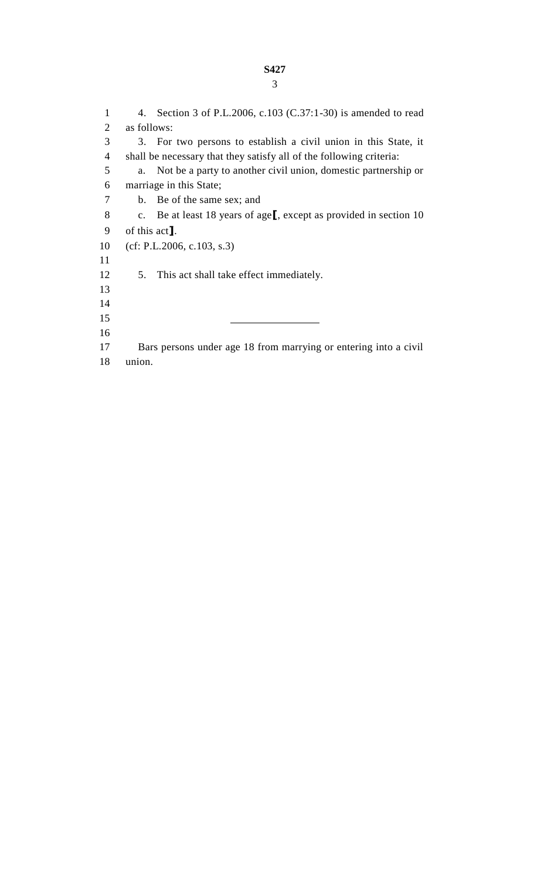4. Section 3 of P.L.2006, c.103 (C.37:1-30) is amended to read as follows:

3. For two persons to establish a civil union in this State, it shall be necessary that they satisfy all of the following criteria:

a. Not be a party to another civil union, domestic partnership or marriage in this State;

b. Be of the same sex; and

c. Be at least 18 years of age[, except as provided in section 10 of this act].

(cf: P.L.2006, c.103, s.3)

5. This act shall take effect immediately.

---

Bars persons under age 18 from marrying or entering into a civil union.